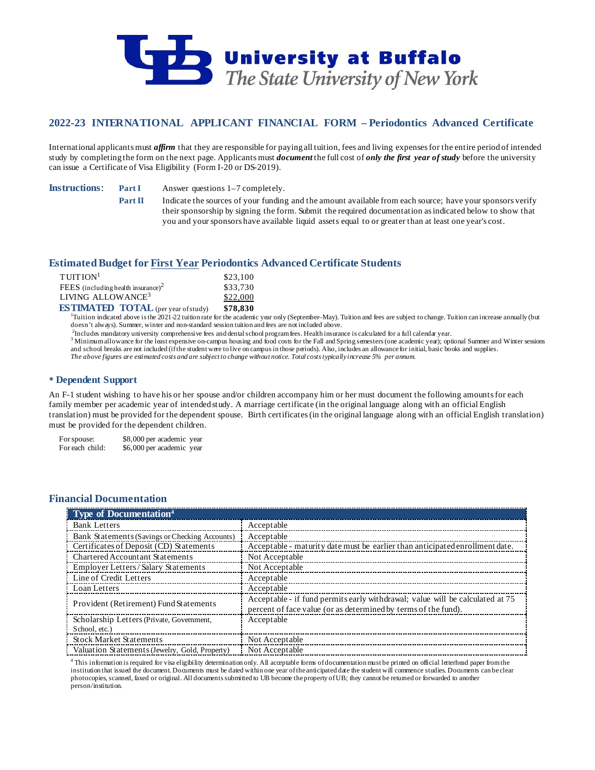# University at Buffalo

*The State University of New York*

## 2022-23 INTERNATIONAL APPLICANT FINANCIAL FORM – Periodontics Advanced Certificate

International applicants must ***affirm*** that they are responsible for paying all tuition, fees and living expenses for the entire period of intended study by completing the form on the next page. Applicants must ***document*** the full cost of ***only the first year of study*** before the university can issue a Certificate of Visa Eligibility (Form I-20 or DS-2019).

**Instructions**:

**Part I** Answer questions 1–7 completely.

**Part II** Indicate the sources of your funding and the amount available from each source; have your sponsors verify their sponsorship by signing the form. Submit the required documentation as indicated below to show that you and your sponsors have available liquid assets equal to or greater than at least one year's cost.

### Estimated Budget for First Year Periodontics Advanced Certificate Students

| | |
|---|---|
| TUITION[1] | $23,100 |
| FEES (including health insurance)[2] | $33,730 |
| LIVING ALLOWANCE[3] | $22,000 |
| **ESTIMATED TOTAL** (per year of study) | **$78,830** |

[1]Tuition indicated above is the 2021-22 tuition rate for the academic year only (September–May). Tuition and fees are subject to change. Tuition can increase annually (but doesn't always). Summer, winter and non-standard session tuition and fees are not included above.

[2]Includes mandatory university comprehensive fees and dental school program fees. Health insurance is calculated for a full calendar year.

[3] Minimum allowance for the least expensive on-campus housing and food costs for the Fall and Spring semesters (one academic year); optional Summer and Winter sessions and school breaks are not included (if the student were to live on campus in those periods). Also, includes an allowance for initial, basic books and supplies.

*The above figures are estimated costs and are subject to change without notice. Total costs typically increase 5% per annum.*

### * Dependent Support

An F-1 student wishing to have his or her spouse and/or children accompany him or her must document the following amounts for each family member per academic year of intended study. A marriage certificate (in the original language along with an official English translation) must be provided for the dependent spouse. Birth certificates (in the original language along with an official English translation) must be provided for the dependent children.

| | |
|---|---|
| For spouse: | $8,000 per academic year |
| For each child: | $6,000 per academic year |

### Financial Documentation

| Type of Documentation[4] | |
|---|---|
| Bank Letters | Acceptable |
| Bank Statements (Savings or Checking Accounts) | Acceptable |
| Certificates of Deposit (CD) Statements | Acceptable - maturity date must be earlier than anticipated enrollment date. |
| Chartered Accountant Statements | Not Acceptable |
| Employer Letters / Salary Statements | Not Acceptable |
| Line of Credit Letters | Acceptable |
| Loan Letters | Acceptable |
| Provident (Retirement) Fund Statements | Acceptable - if fund permits early withdrawal; value will be calculated at 75 percent of face value (or as determined by terms of the fund). |
| Scholarship Letters (Private, Government, School, etc.) | Acceptable |
| Stock Market Statements | Not Acceptable |
| Valuation Statements (Jewelry, Gold, Property) | Not Acceptable |

[4] This information is required for visa eligibility determination only. All acceptable forms of documentation must be printed on official letterhead paper from the institution that issued the document. Documents must be dated within one year of the anticipated date the student will commence studies. Documents can be clear photocopies, scanned, faxed or original. All documents submitted to UB become the property of UB; they cannot be returned or forwarded to another person/institution.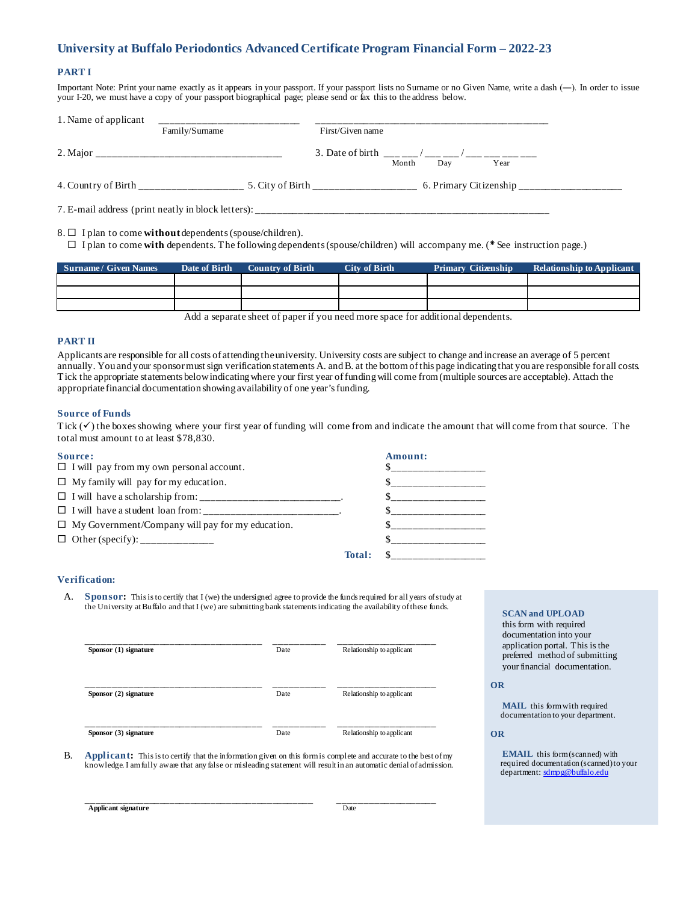# University at Buffalo Periodontics Advanced Certificate Program Financial Form – 2022-23

## PART I

Important Note: Print your name exactly as it appears in your passport. If your passport lists no Surname or no Given Name, write a dash (—). In order to issue your I-20, we must have a copy of your passport biographical page; please send or fax this to the address below.

1. Name of applicant ___________________________ ____________________________________________
   Family/Surname First/Given name

2. Major ____________________________________ 3. Date of birth ___ ___ / ___ ___ / ___ ___ ___ ___
   Month Day Year

4. Country of Birth ____________________ 5. City of Birth ____________________ 6. Primary Citizenship ____________________

7. E-mail address (print neatly in block letters): ____________________________________________________________

8. ☐ I plan to come **without** dependents (spouse/children).
   ☐ I plan to come **with** dependents. The following dependents (spouse/children) will accompany me. (\* See instruction page.)

| Surname / Given Names | Date of Birth | Country of Birth | City of Birth | Primary Citizenship | Relationship to Applicant |
|---|---|---|---|---|---|
| | | | | | |
| | | | | | |
| | | | | | |

Add a separate sheet of paper if you need more space for additional dependents.

## PART II

Applicants are responsible for all costs of attending the university. University costs are subject to change and increase an average of 5 percent annually. You and your sponsor must sign verification statements A. and B. at the bottom of this page indicating that you are responsible for all costs. Tick the appropriate statements below indicating where your first year of funding will come from (multiple sources are acceptable). Attach the appropriate financial documentation showing availability of one year's funding.

### Source of Funds

Tick (✓) the boxes showing where your first year of funding will come from and indicate the amount that will come from that source. The total must amount to at least $78,830.

| Source: | Amount: |
|---|---|
| ☐ I will pay from my own personal account. | $__________________ |
| ☐ My family will pay for my education. | $__________________ |
| ☐ I will have a scholarship from: ___________________________. | $__________________ |
| ☐ I will have a student loan from: ___________________________. | $__________________ |
| ☐ My Government/Company will pay for my education. | $__________________ |
| ☐ Other (specify): ______________ | $__________________ |
| **Total:** | $__________________ |

### Verification:

A. **Sponsor:** This is to certify that I (we) the undersigned agree to provide the funds required for all years of study at the University at Buffalo and that I (we) are submitting bank statements indicating the availability of these funds.

_______________________________________ ___________ ______________________
**Sponsor (1) signature** Date Relationship to applicant

_______________________________________ ___________ ______________________
**Sponsor (2) signature** Date Relationship to applicant

_______________________________________ ___________ ______________________
**Sponsor (3) signature** Date Relationship to applicant

B. **Applicant:** This is to certify that the information given on this form is complete and accurate to the best of my knowledge. I am fully aware that any false or misleading statement will result in an automatic denial of admission.

__________________________________________________ ______________________
**Applicant signature** Date

**SCAN and UPLOAD** this form with required documentation into your application portal. This is the preferred method of submitting your financial documentation.

**OR**

**MAIL** this form with required documentation to your department.

**OR**

**EMAIL** this form (scanned) with required documentation (scanned) to your department: sdmpg@buffalo.edu